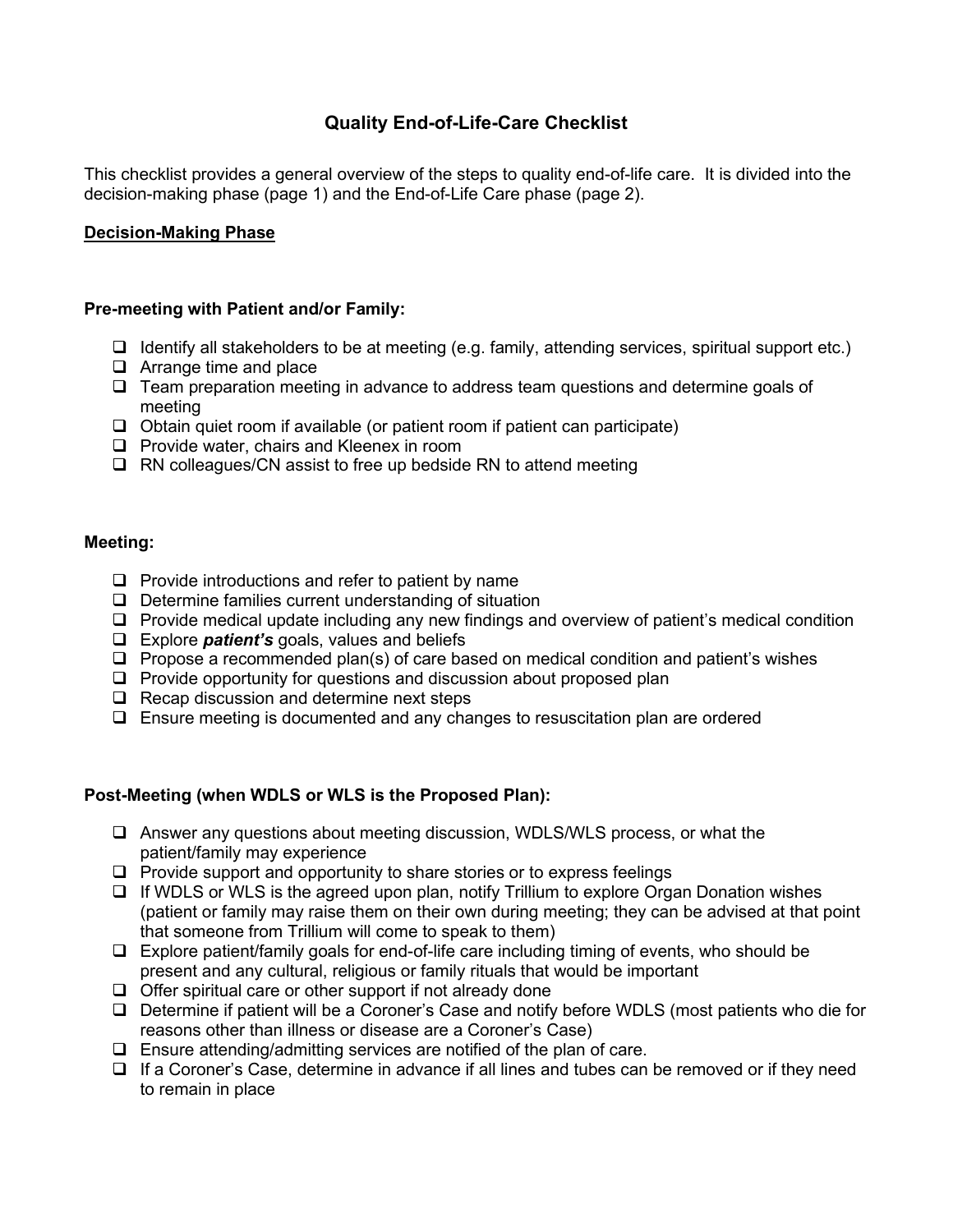# Quality End-of-Life-Care Checklist

This checklist provides a general overview of the steps to quality end-of-life care. It is divided into the decision-making phase (page 1) and the End-of-Life Care phase (page 2).

## Decision-Making Phase

### Pre-meeting with Patient and/or Family:

- [ ] Identify all stakeholders to be at meeting (e.g. family, attending services, spiritual support etc.)
- [ ] Arrange time and place
- [ ] Team preparation meeting in advance to address team questions and determine goals of meeting
- [ ] Obtain quiet room if available (or patient room if patient can participate)
- [ ] Provide water, chairs and Kleenex in room
- [ ] RN colleagues/CN assist to free up bedside RN to attend meeting

### Meeting:

- [ ] Provide introductions and refer to patient by name
- [ ] Determine families current understanding of situation
- [ ] Provide medical update including any new findings and overview of patient's medical condition
- [ ] Explore ***patient's*** goals, values and beliefs
- [ ] Propose a recommended plan(s) of care based on medical condition and patient's wishes
- [ ] Provide opportunity for questions and discussion about proposed plan
- [ ] Recap discussion and determine next steps
- [ ] Ensure meeting is documented and any changes to resuscitation plan are ordered

### Post-Meeting (when WDLS or WLS is the Proposed Plan):

- [ ] Answer any questions about meeting discussion, WDLS/WLS process, or what the patient/family may experience
- [ ] Provide support and opportunity to share stories or to express feelings
- [ ] If WDLS or WLS is the agreed upon plan, notify Trillium to explore Organ Donation wishes (patient or family may raise them on their own during meeting; they can be advised at that point that someone from Trillium will come to speak to them)
- [ ] Explore patient/family goals for end-of-life care including timing of events, who should be present and any cultural, religious or family rituals that would be important
- [ ] Offer spiritual care or other support if not already done
- [ ] Determine if patient will be a Coroner's Case and notify before WDLS (most patients who die for reasons other than illness or disease are a Coroner's Case)
- [ ] Ensure attending/admitting services are notified of the plan of care.
- [ ] If a Coroner's Case, determine in advance if all lines and tubes can be removed or if they need to remain in place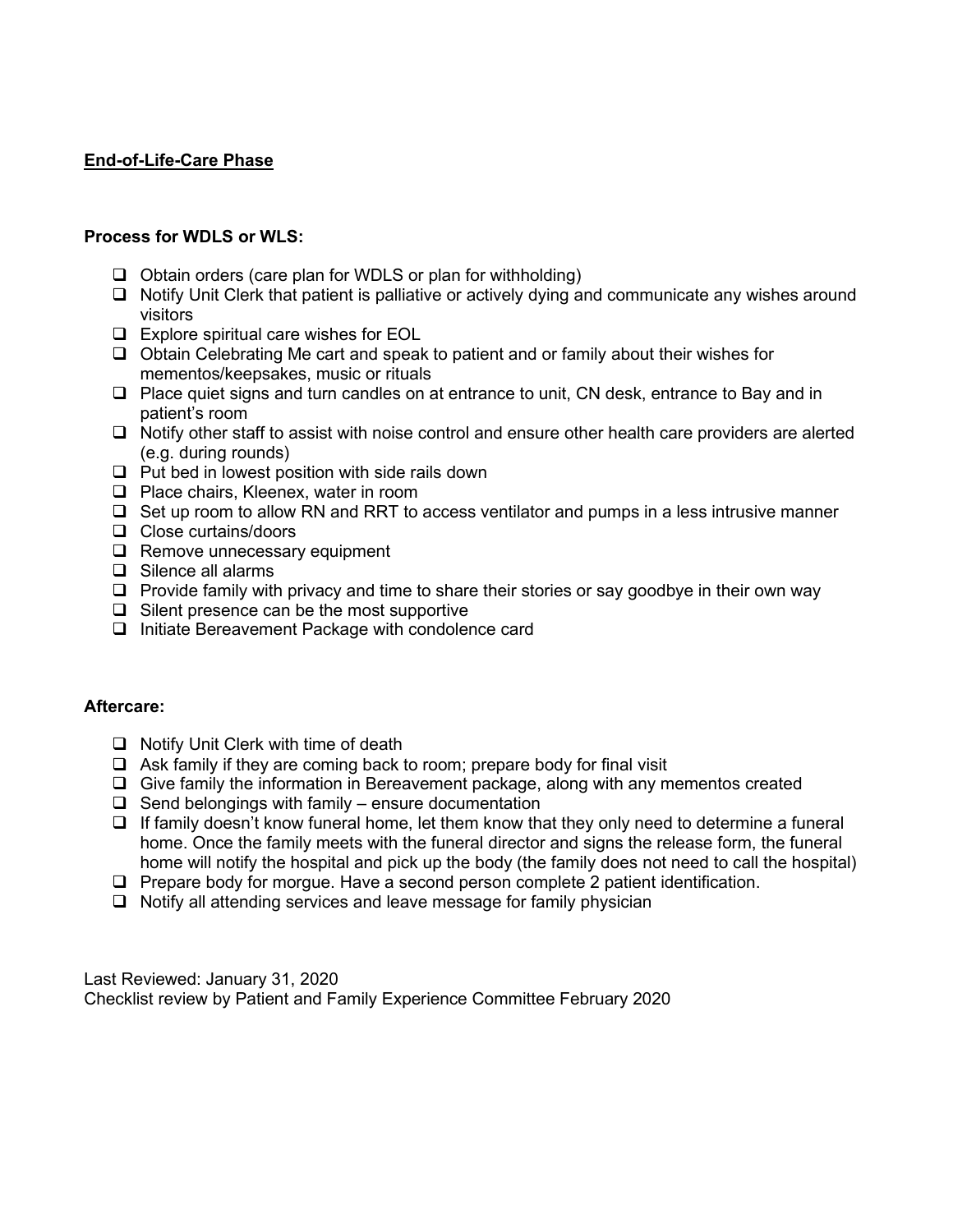**End-of-Life-Care Phase**

**Process for WDLS or WLS:**

- [ ] Obtain orders (care plan for WDLS or plan for withholding)
- [ ] Notify Unit Clerk that patient is palliative or actively dying and communicate any wishes around visitors
- [ ] Explore spiritual care wishes for EOL
- [ ] Obtain Celebrating Me cart and speak to patient and or family about their wishes for mementos/keepsakes, music or rituals
- [ ] Place quiet signs and turn candles on at entrance to unit, CN desk, entrance to Bay and in patient's room
- [ ] Notify other staff to assist with noise control and ensure other health care providers are alerted (e.g. during rounds)
- [ ] Put bed in lowest position with side rails down
- [ ] Place chairs, Kleenex, water in room
- [ ] Set up room to allow RN and RRT to access ventilator and pumps in a less intrusive manner
- [ ] Close curtains/doors
- [ ] Remove unnecessary equipment
- [ ] Silence all alarms
- [ ] Provide family with privacy and time to share their stories or say goodbye in their own way
- [ ] Silent presence can be the most supportive
- [ ] Initiate Bereavement Package with condolence card

**Aftercare:**

- [ ] Notify Unit Clerk with time of death
- [ ] Ask family if they are coming back to room; prepare body for final visit
- [ ] Give family the information in Bereavement package, along with any mementos created
- [ ] Send belongings with family – ensure documentation
- [ ] If family doesn't know funeral home, let them know that they only need to determine a funeral home. Once the family meets with the funeral director and signs the release form, the funeral home will notify the hospital and pick up the body (the family does not need to call the hospital)
- [ ] Prepare body for morgue. Have a second person complete 2 patient identification.
- [ ] Notify all attending services and leave message for family physician

Last Reviewed: January 31, 2020
Checklist review by Patient and Family Experience Committee February 2020